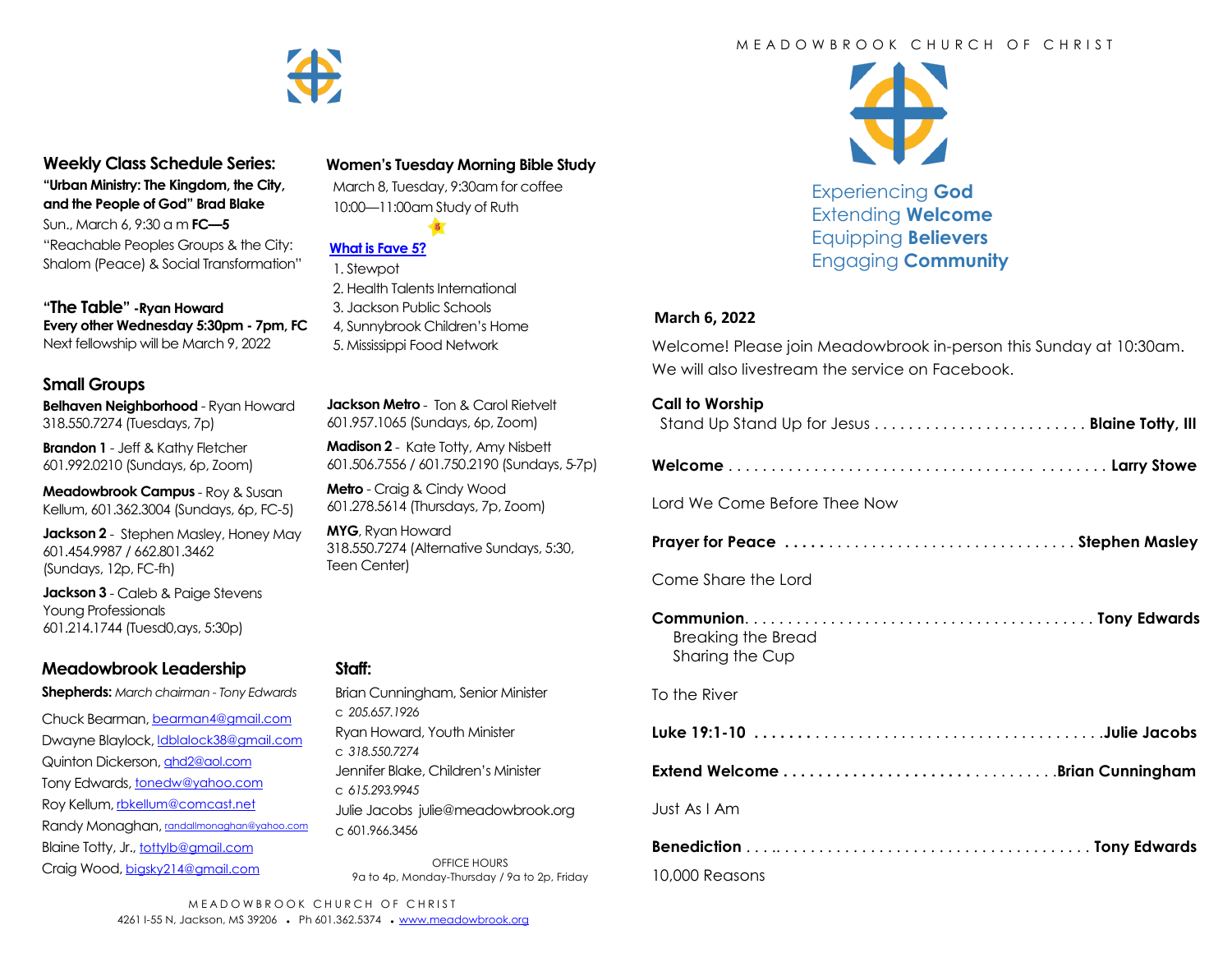## Weekly Class Schedule Series:

**"Urban Ministry: The Kingdom, the City, and the People of God" Brad Blake**

Sun., March 6, 9:30 a m **FC—5**

"Reachable Peoples Groups & the City: Shalom (Peace) & Social Transformation"

**"The Table" -Ryan Howard**

**Every other Wednesday 5:30pm - 7pm, FC**

Next fellowship will be March 9, 2022

## Women's Tuesday Morning Bible Study

March 8, Tuesday, 9:30am for coffee

10:00—11:00am Study of Ruth

**What is Fave 5?**

1. Stewpot
2. Health Talents International
3. Jackson Public Schools
4, Sunnybrook Children's Home
5. Mississippi Food Network

## Small Groups

**Belhaven Neighborhood** - Ryan Howard 318.550.7274 (Tuesdays, 7p)

**Brandon 1** - Jeff & Kathy Fletcher 601.992.0210 (Sundays, 6p, Zoom)

**Meadowbrook Campus** - Roy & Susan Kellum, 601.362.3004 (Sundays, 6p, FC-5)

**Jackson 2** - Stephen Masley, Honey May 601.454.9987 / 662.801.3462 (Sundays, 12p, FC-fh)

**Jackson 3** - Caleb & Paige Stevens Young Professionals 601.214.1744 (Tuesd0,ays, 5:30p)

**Jackson Metro** - Ton & Carol Rietvelt 601.957.1065 (Sundays, 6p, Zoom)

**Madison 2** - Kate Totty, Amy Nisbett 601.506.7556 / 601.750.2190 (Sundays, 5-7p)

**Metro** - Craig & Cindy Wood 601.278.5614 (Thursdays, 7p, Zoom)

**MYG**, Ryan Howard 318.550.7274 (Alternative Sundays, 5:30, Teen Center)

## Meadowbrook Leadership

**Shepherds:** *March chairman - Tony Edwards*

Chuck Bearman, bearman4@gmail.com
Dwayne Blaylock, ldblalock38@gmail.com
Quinton Dickerson, qhd2@aol.com
Tony Edwards, tonedw@yahoo.com
Roy Kellum, rbkellum@comcast.net
Randy Monaghan, randallmonaghan@yahoo.com
Blaine Totty, Jr., tottylb@gmail.com
Craig Wood, bigsky214@gmail.com

## Staff:

Brian Cunningham, Senior Minister
c *205.657.1926*
Ryan Howard, Youth Minister
c *318.550.7274*
Jennifer Blake, Children's Minister
c *615.293.9945*
Julie Jacobs julie@meadowbrook.org
c 601.966.3456

OFFICE HOURS
9a to 4p, Monday-Thursday / 9a to 2p, Friday

MEADOWBROOK CHURCH OF CHRIST
4261 I-55 N, Jackson, MS 39206 • Ph 601.362.5374 • www.meadowbrook.org

# MEADOWBROOK CHURCH OF CHRIST

Experiencing **God**
Extending **Welcome**
Equipping **Believers**
Engaging **Community**

**March 6, 2022**

Welcome! Please join Meadowbrook in-person this Sunday at 10:30am. We will also livestream the service on Facebook.

**Call to Worship**
Stand Up Stand Up for Jesus . . . . . . . . . . . . . . . . . . . . . . . . . **Blaine Totty, III**

**Welcome** . . . . . . . . . . . . . . . . . . . . . . . . . . . . . . . . . . . . . . . . . **Larry Stowe**

Lord We Come Before Thee Now

**Prayer for Peace** . . . . . . . . . . . . . . . . . . . . . . . . . . . . . . . . . **Stephen Masley**

Come Share the Lord

**Communion**. . . . . . . . . . . . . . . . . . . . . . . . . . . . . . . . . . . . . . . . **Tony Edwards**
Breaking the Bread
Sharing the Cup

To the River

**Luke 19:1-10** . . . . . . . . . . . . . . . . . . . . . . . . . . . . . . . . . . . . . . . **Julie Jacobs**

**Extend Welcome** . . . . . . . . . . . . . . . . . . . . . . . . . . . . . . . **Brian Cunningham**

Just As I Am

**Benediction** . . . . . . . . . . . . . . . . . . . . . . . . . . . . . . . . . . . . . . . **Tony Edwards**

10,000 Reasons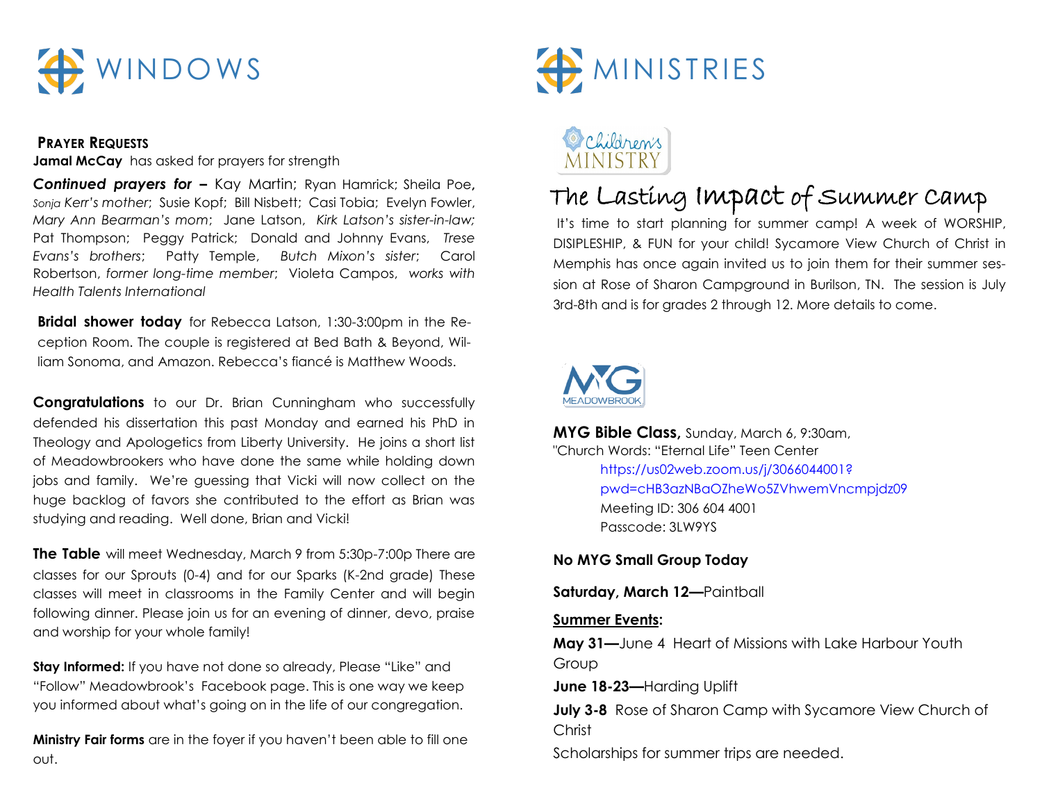# WINDOWS

**Prayer Requests**

**Jamal McCay** has asked for prayers for strength

***Continued prayers for –*** Kay Martin; Ryan Hamrick; Sheila Poe, *Sonja Kerr's mother*; Susie Kopf; Bill Nisbett; Casi Tobia; Evelyn Fowler, *Mary Ann Bearman's mom*; Jane Latson, *Kirk Latson's sister-in-law;* Pat Thompson; Peggy Patrick; Donald and Johnny Evans, *Trese Evans's brothers*; Patty Temple, *Butch Mixon's sister*; Carol Robertson, *former long-time member*; Violeta Campos, *works with Health Talents International*

**Bridal shower today** for Rebecca Latson, 1:30-3:00pm in the Reception Room. The couple is registered at Bed Bath & Beyond, William Sonoma, and Amazon. Rebecca's fiancé is Matthew Woods.

**Congratulations** to our Dr. Brian Cunningham who successfully defended his dissertation this past Monday and earned his PhD in Theology and Apologetics from Liberty University. He joins a short list of Meadowbrookers who have done the same while holding down jobs and family. We're guessing that Vicki will now collect on the huge backlog of favors she contributed to the effort as Brian was studying and reading. Well done, Brian and Vicki!

**The Table** will meet Wednesday, March 9 from 5:30p-7:00p There are classes for our Sprouts (0-4) and for our Sparks (K-2nd grade) These classes will meet in classrooms in the Family Center and will begin following dinner. Please join us for an evening of dinner, devo, praise and worship for your whole family!

**Stay Informed:** If you have not done so already, Please "Like" and "Follow" Meadowbrook's Facebook page. This is one way we keep you informed about what's going on in the life of our congregation.

**Ministry Fair forms** are in the foyer if you haven't been able to fill one out.

# MINISTRIES

Children's MINISTRY

## The Lasting Impact of Summer Camp

It's time to start planning for summer camp! A week of WORSHIP, DISIPLESHIP, & FUN for your child! Sycamore View Church of Christ in Memphis has once again invited us to join them for their summer session at Rose of Sharon Campground in Burilson, TN. The session is July 3rd-8th and is for grades 2 through 12. More details to come.

MYG MEADOWBROOK

**MYG Bible Class,** Sunday, March 6, 9:30am,
"Church Words: "Eternal Life" Teen Center

https://us02web.zoom.us/j/3066044001?pwd=cHB3azNBaOZheWo5ZVhwemVncmpjdz09
Meeting ID: 306 604 4001
Passcode: 3LW9YS

**No MYG Small Group Today**

**Saturday, March 12—**Paintball

**Summer Events:**

**May 31—**June 4 Heart of Missions with Lake Harbour Youth Group

**June 18-23—**Harding Uplift

**July 3-8** Rose of Sharon Camp with Sycamore View Church of Christ

Scholarships for summer trips are needed.